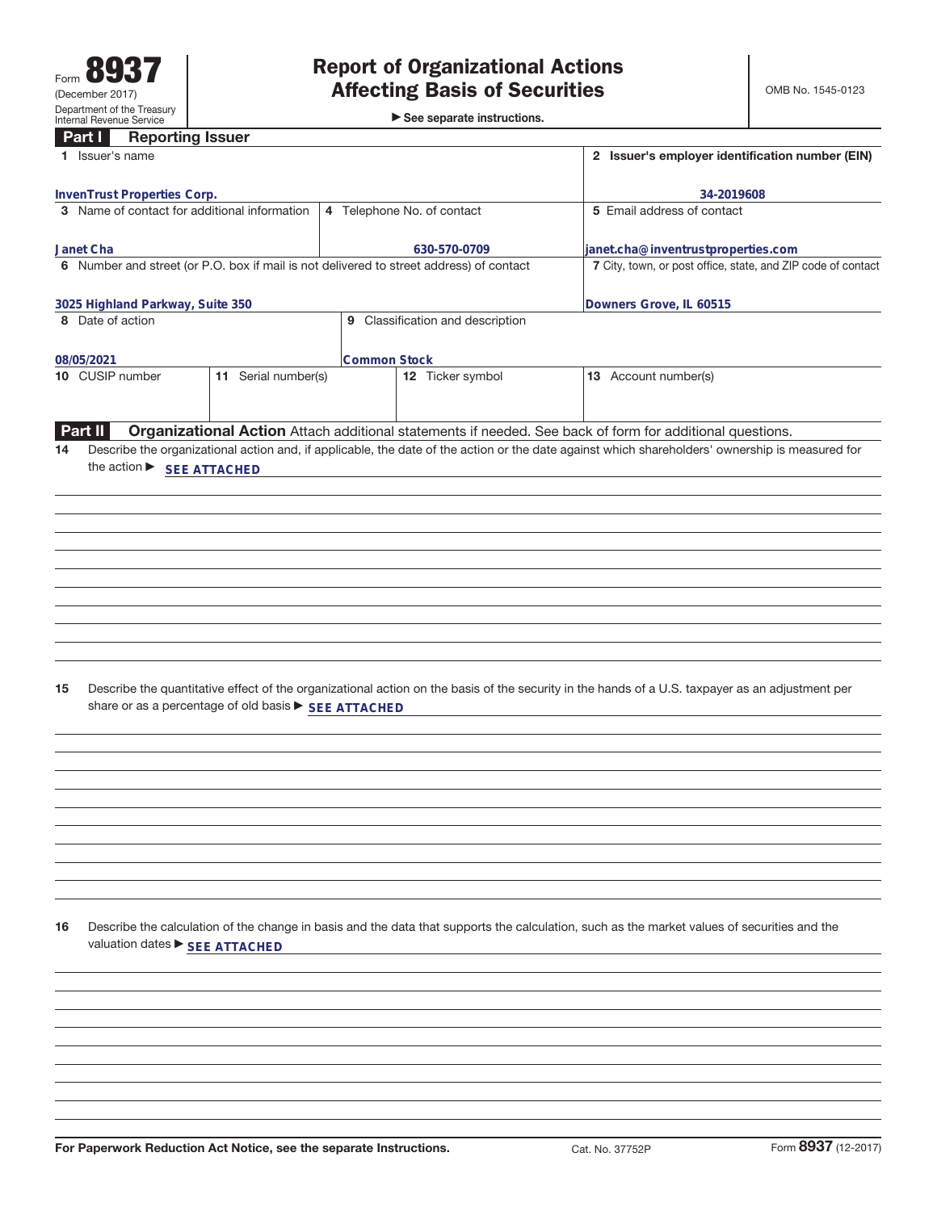Form **8937** (December 2017) Department of the Treasury Internal Revenue Service

# Report of Organizational Actions Affecting Basis of Securities

▶ See separate instructions.

OMB No. 1545-0123

## Part I Reporting Issuer

| | | | |
|---|---|---|---|
| **1** Issuer's name<br>InvenTrust Properties Corp. | | | **2** Issuer's employer identification number (EIN)<br>34-2019608 |
| **3** Name of contact for additional information<br>Janet Cha | **4** Telephone No. of contact<br>630-570-0709 | | **5** Email address of contact<br>janet.cha@inventrustproperties.com |
| **6** Number and street (or P.O. box if mail is not delivered to street address) of contact<br>3025 Highland Parkway, Suite 350 | | | **7** City, town, or post office, state, and ZIP code of contact<br>Downers Grove, IL 60515 |
| **8** Date of action<br>08/05/2021 | **9** Classification and description<br>Common Stock | | |
| **10** CUSIP number | **11** Serial number(s) | **12** Ticker symbol | **13** Account number(s) |

## Part II Organizational Action

Attach additional statements if needed. See back of form for additional questions.

**14** Describe the organizational action and, if applicable, the date of the action or the date against which shareholders' ownership is measured for the action ▶ SEE ATTACHED

**15** Describe the quantitative effect of the organizational action on the basis of the security in the hands of a U.S. taxpayer as an adjustment per share or as a percentage of old basis ▶ SEE ATTACHED

**16** Describe the calculation of the change in basis and the data that supports the calculation, such as the market values of securities and the valuation dates ▶ SEE ATTACHED

For Paperwork Reduction Act Notice, see the separate Instructions. Cat. No. 37752P Form **8937** (12-2017)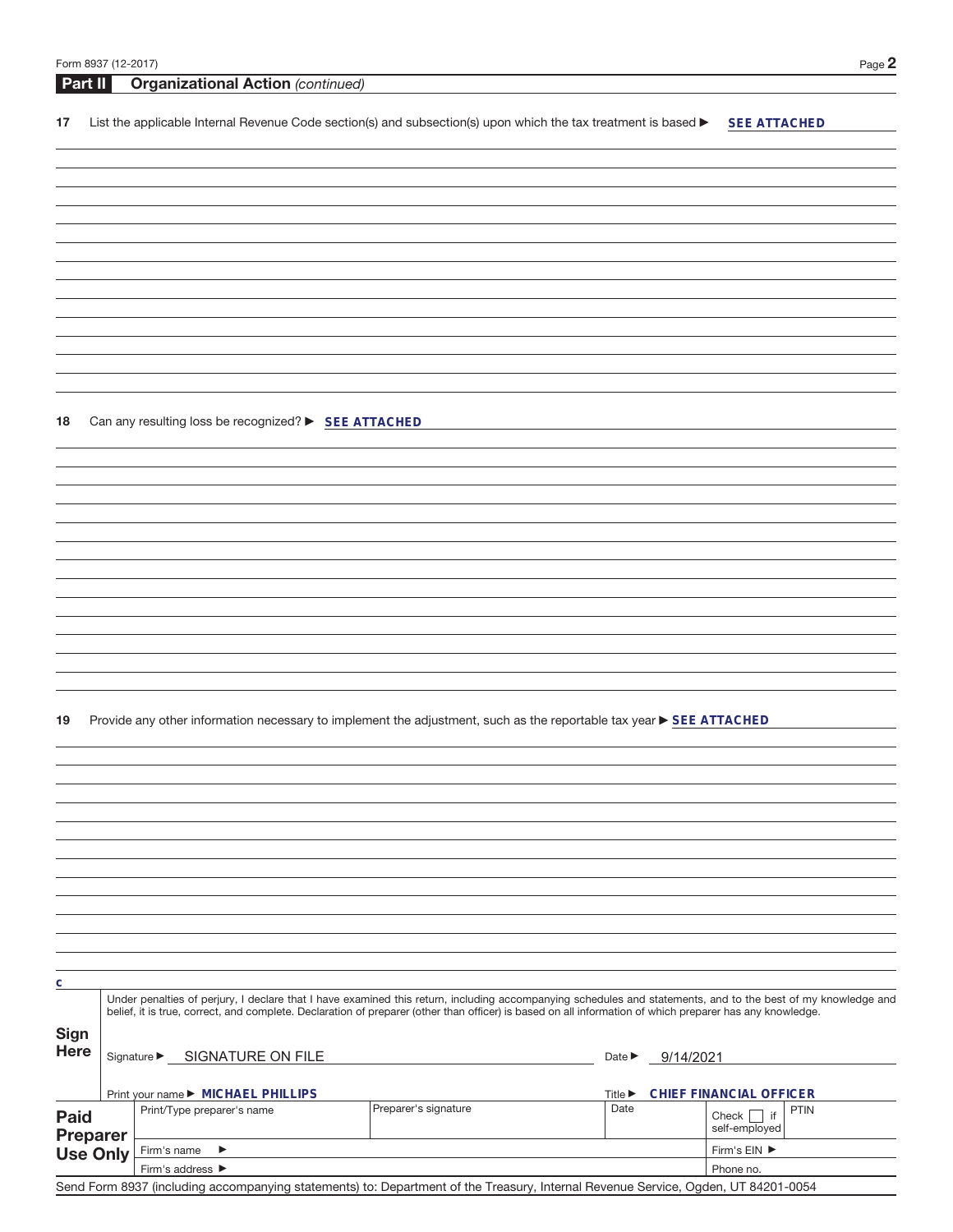## Part II Organizational Action *(continued)*

**17** List the applicable Internal Revenue Code section(s) and subsection(s) upon which the tax treatment is based ▶ **SEE ATTACHED**

**18** Can any resulting loss be recognized? ▶ **SEE ATTACHED**

**19** Provide any other information necessary to implement the adjustment, such as the reportable tax year ▶ **SEE ATTACHED**

c

**Sign Here**

Under penalties of perjury, I declare that I have examined this return, including accompanying schedules and statements, and to the best of my knowledge and belief, it is true, correct, and complete. Declaration of preparer (other than officer) is based on all information of which preparer has any knowledge.

Signature ▶ SIGNATURE ON FILE Date ▶ 9/14/2021

Print your name ▶ **MICHAEL PHILLIPS** Title ▶ **CHIEF FINANCIAL OFFICER**

| **Paid Preparer Use Only** | Print/Type preparer's name | Preparer's signature | Date | Check ☐ if self-employed | PTIN |
|---|---|---|---|---|---|
| | Firm's name ▶ | | | Firm's EIN ▶ | |
| | Firm's address ▶ | | | Phone no. | |

Send Form 8937 (including accompanying statements) to: Department of the Treasury, Internal Revenue Service, Ogden, UT 84201-0054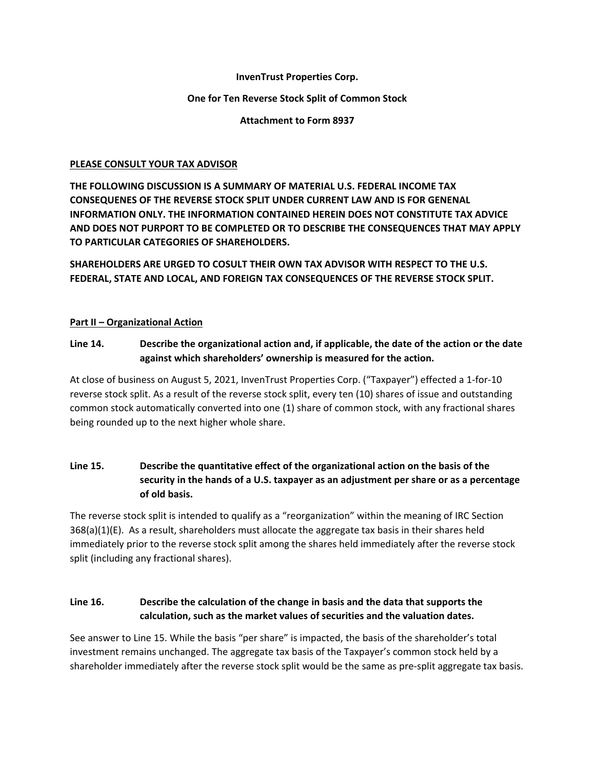**InvenTrust Properties Corp.**

**One for Ten Reverse Stock Split of Common Stock**

**Attachment to Form 8937**

**PLEASE CONSULT YOUR TAX ADVISOR**

**THE FOLLOWING DISCUSSION IS A SUMMARY OF MATERIAL U.S. FEDERAL INCOME TAX CONSEQUENES OF THE REVERSE STOCK SPLIT UNDER CURRENT LAW AND IS FOR GENENAL INFORMATION ONLY. THE INFORMATION CONTAINED HEREIN DOES NOT CONSTITUTE TAX ADVICE AND DOES NOT PURPORT TO BE COMPLETED OR TO DESCRIBE THE CONSEQUENCES THAT MAY APPLY TO PARTICULAR CATEGORIES OF SHAREHOLDERS.**

**SHAREHOLDERS ARE URGED TO COSULT THEIR OWN TAX ADVISOR WITH RESPECT TO THE U.S. FEDERAL, STATE AND LOCAL, AND FOREIGN TAX CONSEQUENCES OF THE REVERSE STOCK SPLIT.**

**Part II – Organizational Action**

**Line 14. Describe the organizational action and, if applicable, the date of the action or the date against which shareholders' ownership is measured for the action.**

At close of business on August 5, 2021, InvenTrust Properties Corp. ("Taxpayer") effected a 1-for-10 reverse stock split. As a result of the reverse stock split, every ten (10) shares of issue and outstanding common stock automatically converted into one (1) share of common stock, with any fractional shares being rounded up to the next higher whole share.

**Line 15. Describe the quantitative effect of the organizational action on the basis of the security in the hands of a U.S. taxpayer as an adjustment per share or as a percentage of old basis.**

The reverse stock split is intended to qualify as a "reorganization" within the meaning of IRC Section 368(a)(1)(E). As a result, shareholders must allocate the aggregate tax basis in their shares held immediately prior to the reverse stock split among the shares held immediately after the reverse stock split (including any fractional shares).

**Line 16. Describe the calculation of the change in basis and the data that supports the calculation, such as the market values of securities and the valuation dates.**

See answer to Line 15. While the basis "per share" is impacted, the basis of the shareholder's total investment remains unchanged. The aggregate tax basis of the Taxpayer's common stock held by a shareholder immediately after the reverse stock split would be the same as pre-split aggregate tax basis.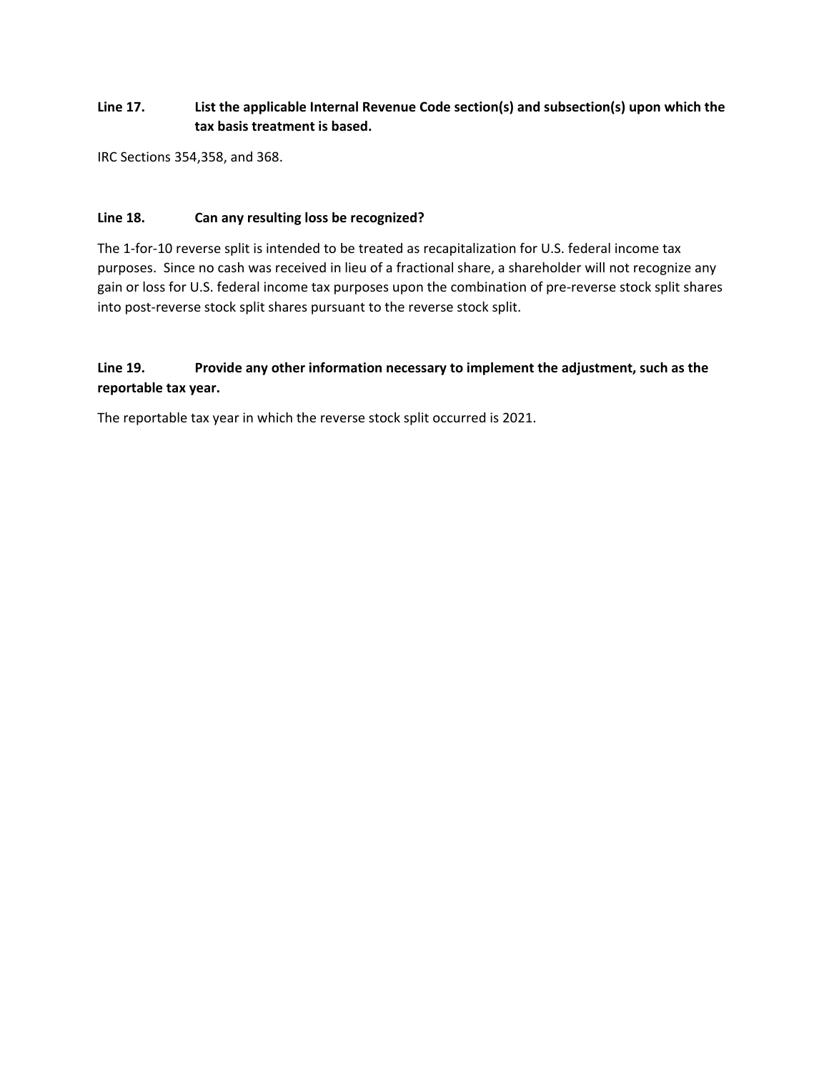**Line 17. List the applicable Internal Revenue Code section(s) and subsection(s) upon which the tax basis treatment is based.**

IRC Sections 354,358, and 368.

**Line 18. Can any resulting loss be recognized?**

The 1-for-10 reverse split is intended to be treated as recapitalization for U.S. federal income tax purposes. Since no cash was received in lieu of a fractional share, a shareholder will not recognize any gain or loss for U.S. federal income tax purposes upon the combination of pre-reverse stock split shares into post-reverse stock split shares pursuant to the reverse stock split.

**Line 19. Provide any other information necessary to implement the adjustment, such as the reportable tax year.**

The reportable tax year in which the reverse stock split occurred is 2021.